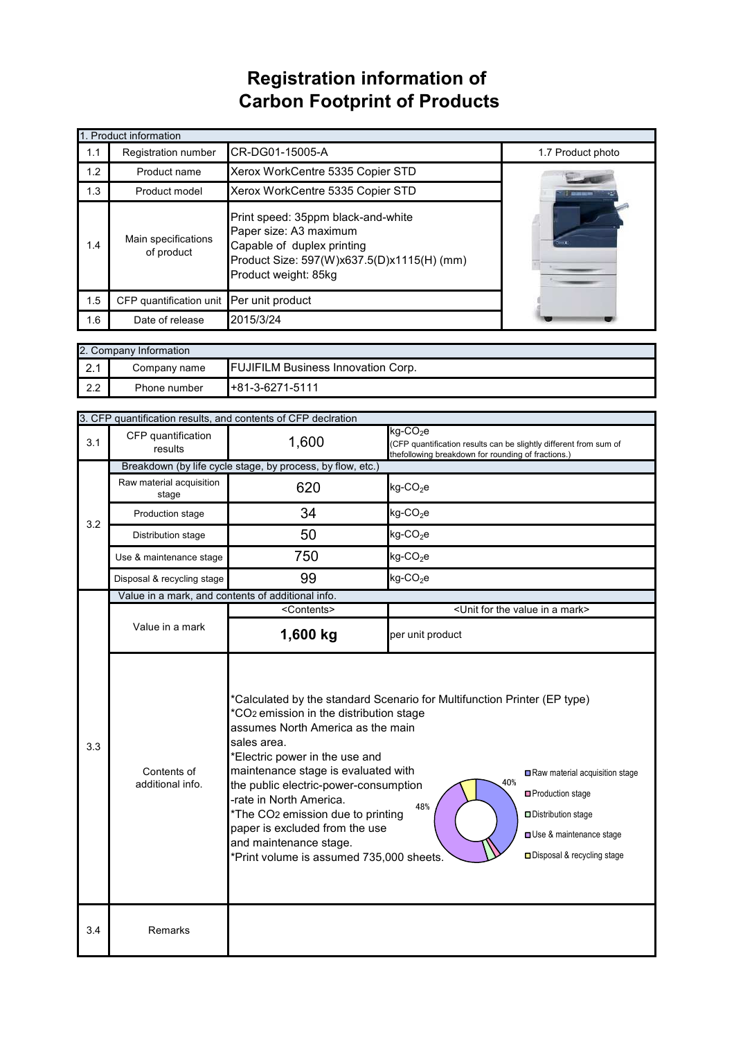# Registration information of Carbon Footprint of Products

| 1. Product information | | | |
|---|---|---|---|
| 1.1 | Registration number | CR-DG01-15005-A | 1.7 Product photo |
| 1.2 | Product name | Xerox WorkCentre 5335 Copier STD | |
| 1.3 | Product model | Xerox WorkCentre 5335 Copier STD | |
| 1.4 | Main specifications of product | Print speed: 35ppm black-and-white<br>Paper size: A3 maximum<br>Capable of duplex printing<br>Product Size: 597(W)x637.5(D)x1115(H) (mm)<br>Product weight: 85kg | |
| 1.5 | CFP quantification unit | Per unit product | |
| 1.6 | Date of release | 2015/3/24 | |

| 2. Company Information | | |
|---|---|---|
| 2.1 | Company name | FUJIFILM Business Innovation Corp. |
| 2.2 | Phone number | +81-3-6271-5111 |

| 3. CFP quantification results, and contents of CFP declration | | | |
|---|---|---|---|
| 3.1 | CFP quantification results | 1,600 | kg-$CO_2$e (CFP quantification results can be slightly different from sum of thefollowing breakdown for rounding of fractions.) |
| 3.2 | Breakdown (by life cycle stage, by process, by flow, etc.) | | |
| | Raw material acquisition stage | 620 | kg-$CO_2$e |
| | Production stage | 34 | kg-$CO_2$e |
| | Distribution stage | 50 | kg-$CO_2$e |
| | Use & maintenance stage | 750 | kg-$CO_2$e |
| | Disposal & recycling stage | 99 | kg-$CO_2$e |
| 3.3 | Value in a mark, and contents of additional info. | | |
| | | <Contents> | <Unit for the value in a mark> |
| | Value in a mark | **1,600 kg** | per unit product |
| | Contents of additional info. | *Calculated by the standard Scenario for Multifunction Printer (EP type)<br>*$CO_2$ emission in the distribution stage assumes North America as the main sales area.<br>*Electric power in the use and maintenance stage is evaluated with the public electric-power-consumption -rate in North America.<br>*The $CO_2$ emission due to printing paper is excluded from the use and maintenance stage.<br>*Print volume is assumed 735,000 sheets. | Raw material acquisition stage 40%<br>Production stage<br>Distribution stage<br>Use & maintenance stage 48%<br>Disposal & recycling stage |
| 3.4 | Remarks | | |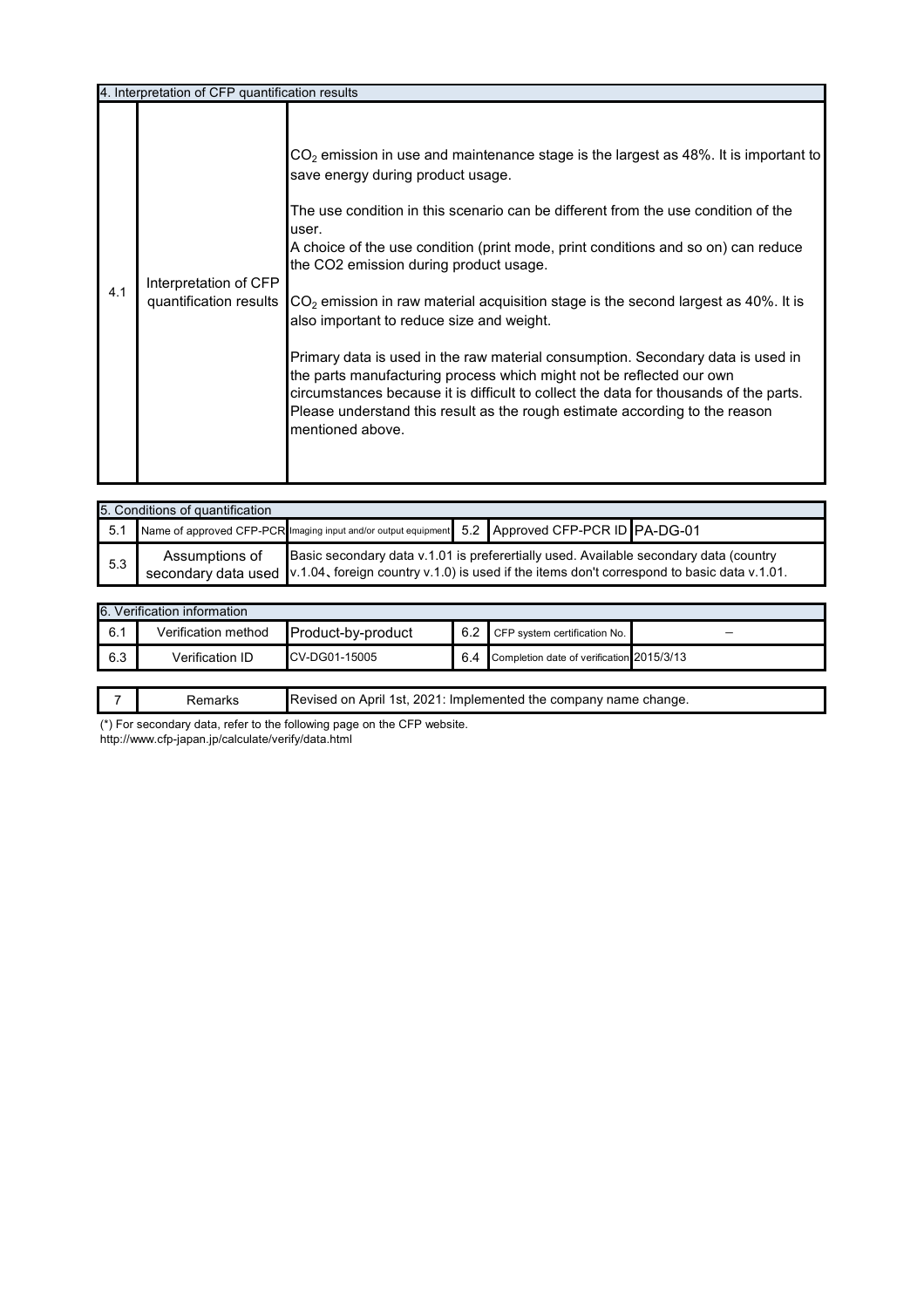| 4. Interpretation of CFP quantification results | | |
|---|---|---|
| 4.1 | Interpretation of CFP quantification results | $CO_2$ emission in use and maintenance stage is the largest as 48%. It is important to save energy during product usage.<br><br>The use condition in this scenario can be different from the use condition of the user.<br>A choice of the use condition (print mode, print conditions and so on) can reduce the CO2 emission during product usage.<br><br>$CO_2$ emission in raw material acquisition stage is the second largest as 40%. It is also important to reduce size and weight.<br><br>Primary data is used in the raw material consumption. Secondary data is used in the parts manufacturing process which might not be reflected our own circumstances because it is difficult to collect the data for thousands of the parts. Please understand this result as the rough estimate according to the reason mentioned above. |

| 5. Conditions of quantification | | | | | |
|---|---|---|---|---|---|
| 5.1 | Name of approved CFP-PCR | Imaging input and/or output equipment | 5.2 | Approved CFP-PCR ID | PA-DG-01 |
| 5.3 | Assumptions of secondary data used | Basic secondary data v.1.01 is preferertially used. Available secondary data (country v.1.04、foreign country v.1.0) is used if the items don't correspond to basic data v.1.01. | | | |

| 6. Verification information | | | | | |
|---|---|---|---|---|---|
| 6.1 | Verification method | Product-by-product | 6.2 | CFP system certification No. | － |
| 6.3 | Verification ID | CV-DG01-15005 | 6.4 | Completion date of verification | 2015/3/13 |

| | | |
|---|---|---|
| 7 | Remarks | Revised on April 1st, 2021: Implemented the company name change. |

(*) For secondary data, refer to the following page on the CFP website.
http://www.cfp-japan.jp/calculate/verify/data.html